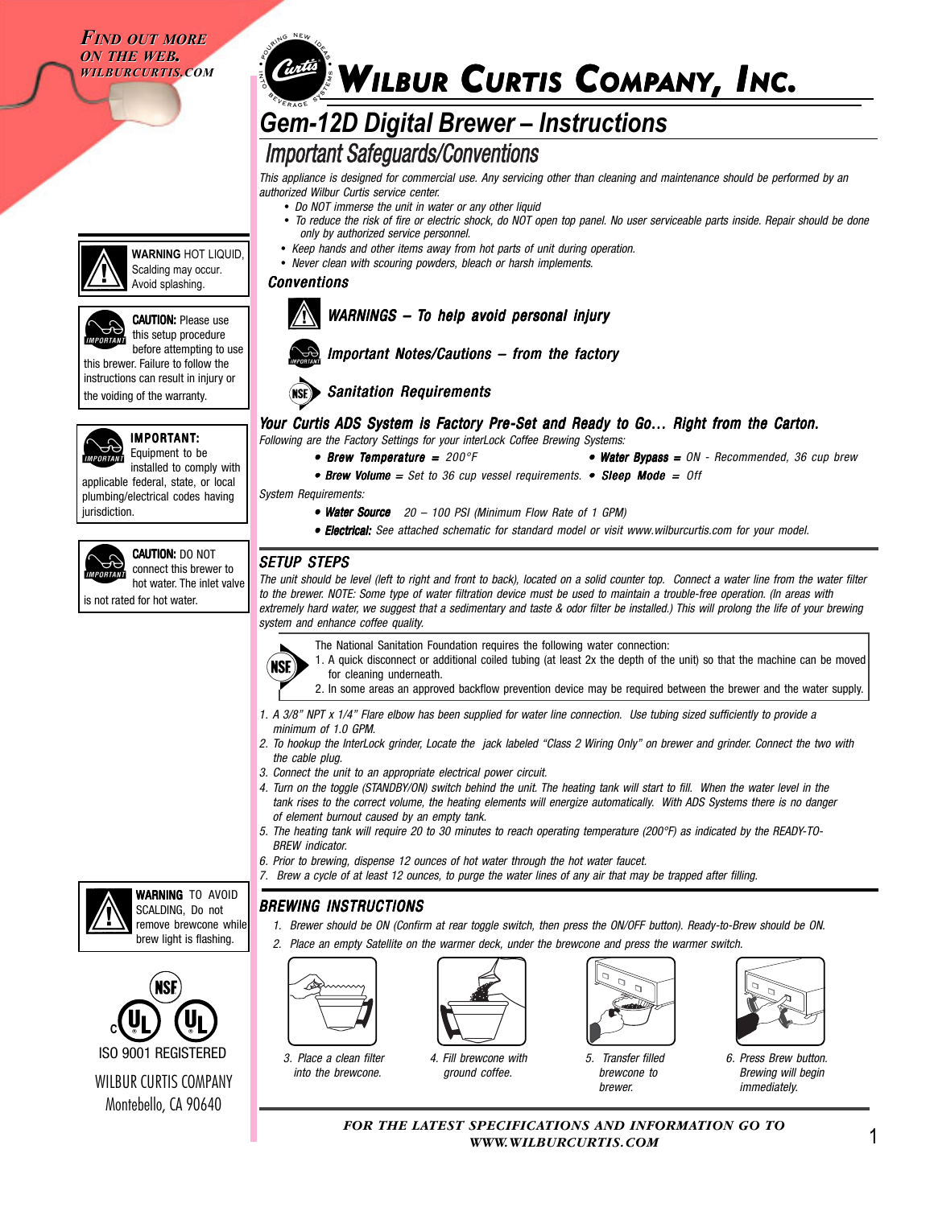*FIND OUT MORE ON THE WEB. WILBURCURTIS.COM*

# WILBUR CURTIS COMPANY, INC.

# Gem-12D Digital Brewer – Instructions

## Important Safeguards/Conventions

*This appliance is designed for commercial use. Any servicing other than cleaning and maintenance should be performed by an authorized Wilbur Curtis service center.*

- *Do NOT immerse the unit in water or any other liquid*
- *To reduce the risk of fire or electric shock, do NOT open top panel. No user serviceable parts inside. Repair should be done only by authorized service personnel.*
- *Keep hands and other items away from hot parts of unit during operation.*
- *Never clean with scouring powders, bleach or harsh implements.*

### Conventions

**WARNINGS – To help avoid personal injury**

**Important Notes/Cautions – from the factory**

**Sanitation Requirements**

**WARNING** HOT LIQUID, Scalding may occur. Avoid splashing.

**CAUTION:** Please use this setup procedure before attempting to use this brewer. Failure to follow the instructions can result in injury or the voiding of the warranty.

**IMPORTANT:** Equipment to be installed to comply with applicable federal, state, or local plumbing/electrical codes having jurisdiction.

**CAUTION:** DO NOT connect this brewer to hot water. The inlet valve is not rated for hot water.

### Your Curtis ADS System is Factory Pre-Set and Ready to Go… Right from the Carton.

*Following are the Factory Settings for your interLock Coffee Brewing Systems:*

- **Brew Temperature** = 200°F
- **Water Bypass** = ON - Recommended, 36 cup brew
- **Brew Volume** = Set to 36 cup vessel requirements.
- **Sleep Mode** = Off

*System Requirements:*

- **Water Source** 20 – 100 PSI (Minimum Flow Rate of 1 GPM)
- **Electrical:** See attached schematic for standard model or visit www.wilburcurtis.com for your model.

### SETUP STEPS

*The unit should be level (left to right and front to back), located on a solid counter top. Connect a water line from the water filter to the brewer. NOTE: Some type of water filtration device must be used to maintain a trouble-free operation. (In areas with extremely hard water, we suggest that a sedimentary and taste & odor filter be installed.) This will prolong the life of your brewing system and enhance coffee quality.*

The National Sanitation Foundation requires the following water connection:
1. A quick disconnect or additional coiled tubing (at least 2x the depth of the unit) so that the machine can be moved for cleaning underneath.
2. In some areas an approved backflow prevention device may be required between the brewer and the water supply.

1. *A 3/8" NPT x 1/4" Flare elbow has been supplied for water line connection. Use tubing sized sufficiently to provide a minimum of 1.0 GPM.*
2. *To hookup the InterLock grinder, Locate the jack labeled "Class 2 Wiring Only" on brewer and grinder. Connect the two with the cable plug.*
3. *Connect the unit to an appropriate electrical power circuit.*
4. *Turn on the toggle (STANDBY/ON) switch behind the unit. The heating tank will start to fill. When the water level in the tank rises to the correct volume, the heating elements will energize automatically. With ADS Systems there is no danger of element burnout caused by an empty tank.*
5. *The heating tank will require 20 to 30 minutes to reach operating temperature (200°F) as indicated by the READY-TO-BREW indicator.*
6. *Prior to brewing, dispense 12 ounces of hot water through the hot water faucet.*
7. *Brew a cycle of at least 12 ounces, to purge the water lines of any air that may be trapped after filling.*

**WARNING** TO AVOID SCALDING, Do not remove brewcone while brew light is flashing.

### BREWING INSTRUCTIONS

1. *Brewer should be ON (Confirm at rear toggle switch, then press the ON/OFF button). Ready-to-Brew should be ON.*
2. *Place an empty Satellite on the warmer deck, under the brewcone and press the warmer switch.*
3. *Place a clean filter into the brewcone.*
4. *Fill brewcone with ground coffee.*
5. *Transfer filled brewcone to brewer.*
6. *Press Brew button. Brewing will begin immediately.*

ISO 9001 REGISTERED

WILBUR CURTIS COMPANY
Montebello, CA 90640

***FOR THE LATEST SPECIFICATIONS AND INFORMATION GO TO WWW.WILBURCURTIS.COM***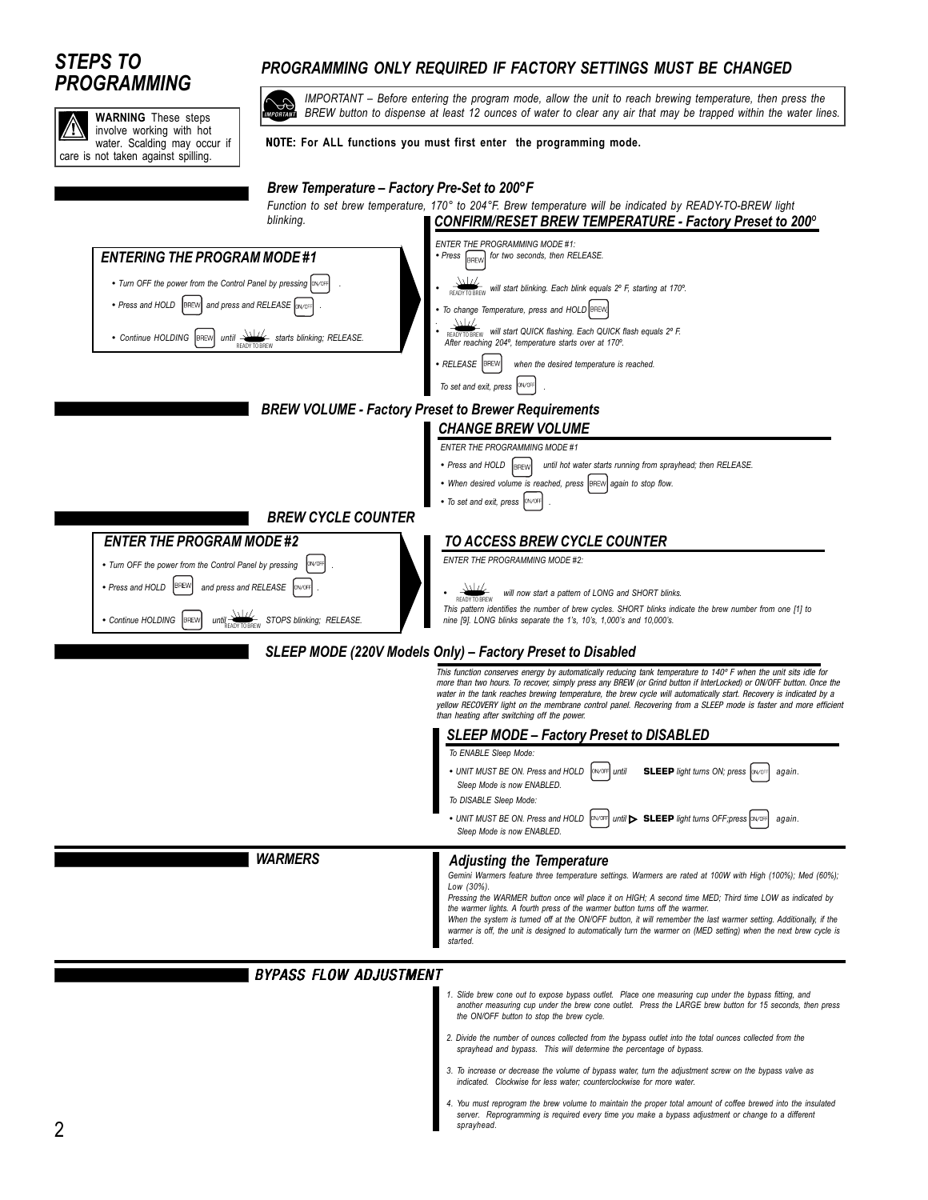# STEPS TO PROGRAMMING

**WARNING** These steps involve working with hot water. Scalding may occur if care is not taken against spilling.

## PROGRAMMING ONLY REQUIRED IF FACTORY SETTINGS MUST BE CHANGED

*IMPORTANT – Before entering the program mode, allow the unit to reach brewing temperature, then press the BREW button to dispense at least 12 ounces of water to clear any air that may be trapped within the water lines.*

**NOTE: For ALL functions you must first enter the programming mode.**

### *Brew Temperature – Factory Pre-Set to 200°F*

*Function to set brew temperature, 170° to 204°F. Brew temperature will be indicated by READY-TO-BREW light blinking.*

#### *ENTERING THE PROGRAM MODE #1*

- *Turn OFF the power from the Control Panel by pressing* ON/OFF.
- *Press and HOLD* BREW *and press and RELEASE* ON/OFF.
- *Continue HOLDING* BREW *until* READY TO BREW *starts blinking; RELEASE.*

#### *CONFIRM/RESET BREW TEMPERATURE - Factory Preset to 200°*

*ENTER THE PROGRAMMING MODE #1:*

- *Press* BREW *for two seconds, then RELEASE.*
- READY TO BREW *will start blinking. Each blink equals 2° F, starting at 170°.*
- *To change Temperature, press and HOLD* BREW.
- READY TO BREW *will start QUICK flashing. Each QUICK flash equals 2° F. After reaching 204°, temperature starts over at 170°.*
- *RELEASE* BREW *when the desired temperature is reached.*

*To set and exit, press* ON/OFF.

### *BREW VOLUME - Factory Preset to Brewer Requirements*

#### *CHANGE BREW VOLUME*

*ENTER THE PROGRAMMING MODE #1*

- *Press and HOLD* BREW *until hot water starts running from sprayhead; then RELEASE.*
- *When desired volume is reached, press* BREW *again to stop flow.*
- *To set and exit, press* ON/OFF.

### *BREW CYCLE COUNTER*

#### *ENTER THE PROGRAM MODE #2*

- *Turn OFF the power from the Control Panel by pressing* ON/OFF.
- *Press and HOLD* BREW *and press and RELEASE* ON/OFF.
- *Continue HOLDING* BREW *until* READY TO BREW *STOPS blinking; RELEASE.*

#### *TO ACCESS BREW CYCLE COUNTER*

*ENTER THE PROGRAMMING MODE #2:*

- READY TO BREW *will now start a pattern of LONG and SHORT blinks.*

*This pattern identifies the number of brew cycles. SHORT blinks indicate the brew number from one [1] to nine [9]. LONG blinks separate the 1's, 10's, 1,000's and 10,000's.*

### *SLEEP MODE (220V Models Only) – Factory Preset to Disabled*

*This function conserves energy by automatically reducing tank temperature to 140° F when the unit sits idle for more than two hours. To recover, simply press any BREW (or Grind button if InterLocked) or ON/OFF button. Once the water in the tank reaches brewing temperature, the brew cycle will automatically start. Recovery is indicated by a yellow RECOVERY light on the membrane control panel. Recovering from a SLEEP mode is faster and more efficient than heating after switching off the power.*

#### *SLEEP MODE – Factory Preset to DISABLED*

*To ENABLE Sleep Mode:*

- *UNIT MUST BE ON. Press and HOLD* ON/OFF *until* **SLEEP** *light turns ON; press* ON/OFF *again. Sleep Mode is now ENABLED.*

*To DISABLE Sleep Mode:*

- *UNIT MUST BE ON. Press and HOLD* ON/OFF *until* ▷ **SLEEP** *light turns OFF;press* ON/OFF *again. Sleep Mode is now ENABLED.*

### *WARMERS*

#### *Adjusting the Temperature*

*Gemini Warmers feature three temperature settings. Warmers are rated at 100W with High (100%); Med (60%); Low (30%).*

*Pressing the WARMER button once will place it on HIGH; A second time MED; Third time LOW as indicated by the warmer lights. A fourth press of the warmer button turns off the warmer.*

*When the system is turned off at the ON/OFF button, it will remember the last warmer setting. Additionally, if the warmer is off, the unit is designed to automatically turn the warmer on (MED setting) when the next brew cycle is started.*

### *BYPASS FLOW ADJUSTMENT*

1. *Slide brew cone out to expose bypass outlet. Place one measuring cup under the bypass fitting, and another measuring cup under the brew cone outlet. Press the LARGE brew button for 15 seconds, then press the ON/OFF button to stop the brew cycle.*
2. *Divide the number of ounces collected from the bypass outlet into the total ounces collected from the sprayhead and bypass. This will determine the percentage of bypass.*
3. *To increase or decrease the volume of bypass water, turn the adjustment screw on the bypass valve as indicated. Clockwise for less water; counterclockwise for more water.*
4. *You must reprogram the brew volume to maintain the proper total amount of coffee brewed into the insulated server. Reprogramming is required every time you make a bypass adjustment or change to a different sprayhead.*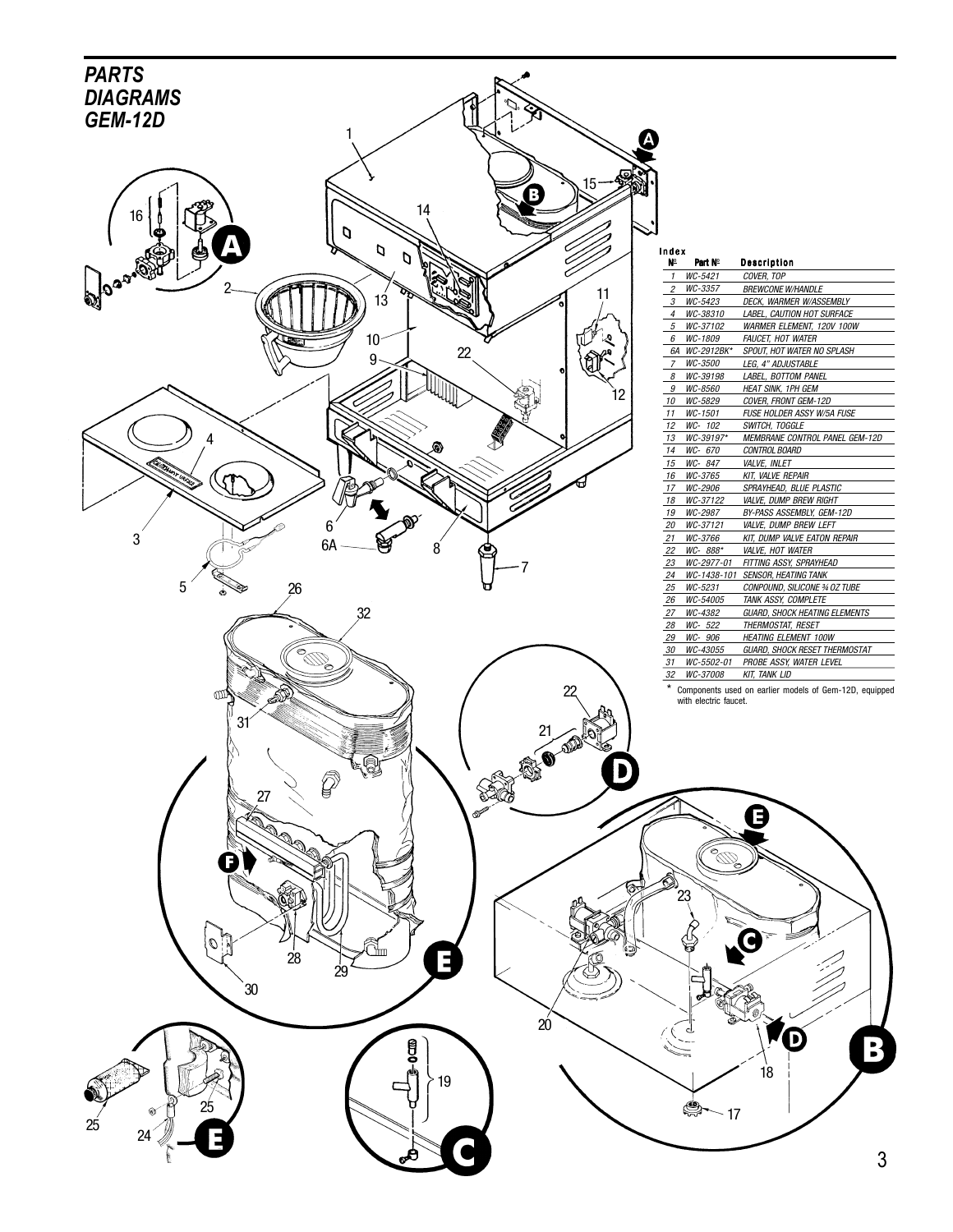# PARTS DIAGRAMS GEM-12D

| Index Nº | Part Nº | Description |
|---|---|---|
| 1 | WC-5421 | COVER, TOP |
| 2 | WC-3357 | BREWCONE W/HANDLE |
| 3 | WC-5423 | DECK, WARMER W/ASSEMBLY |
| 4 | WC-38310 | LABEL, CAUTION HOT SURFACE |
| 5 | WC-37102 | WARMER ELEMENT, 120V 100W |
| 6 | WC-1809 | FAUCET, HOT WATER |
| 6A | WC-2912BK* | SPOUT, HOT WATER NO SPLASH |
| 7 | WC-3500 | LEG, 4" ADJUSTABLE |
| 8 | WC-39198 | LABEL, BOTTOM PANEL |
| 9 | WC-8560 | HEAT SINK, 1PH GEM |
| 10 | WC-5829 | COVER, FRONT GEM-12D |
| 11 | WC-1501 | FUSE HOLDER ASSY W/5A FUSE |
| 12 | WC- 102 | SWITCH, TOGGLE |
| 13 | WC-39197* | MEMBRANE CONTROL PANEL GEM-12D |
| 14 | WC- 670 | CONTROL BOARD |
| 15 | WC- 847 | VALVE, INLET |
| 16 | WC-3765 | KIT, VALVE REPAIR |
| 17 | WC-2906 | SPRAYHEAD, BLUE PLASTIC |
| 18 | WC-37122 | VALVE, DUMP BREW RIGHT |
| 19 | WC-2987 | BY-PASS ASSEMBLY, GEM-12D |
| 20 | WC-37121 | VALVE, DUMP BREW LEFT |
| 21 | WC-3766 | KIT, DUMP VALVE EATON REPAIR |
| 22 | WC- 888* | VALVE, HOT WATER |
| 23 | WC-2977-01 | FITTING ASSY, SPRAYHEAD |
| 24 | WC-1438-101 | SENSOR, HEATING TANK |
| 25 | WC-5231 | CONPOUND, SILICONE ¾ OZ TUBE |
| 26 | WC-54005 | TANK ASSY, COMPLETE |
| 27 | WC-4382 | GUARD, SHOCK HEATING ELEMENTS |
| 28 | WC- 522 | THERMOSTAT, RESET |
| 29 | WC- 906 | HEATING ELEMENT 100W |
| 30 | WC-43055 | GUARD, SHOCK RESET THERMOSTAT |
| 31 | WC-5502-01 | PROBE ASSY, WATER LEVEL |
| 32 | WC-37008 | KIT, TANK LID |

\* Components used on earlier models of Gem-12D, equipped with electric faucet.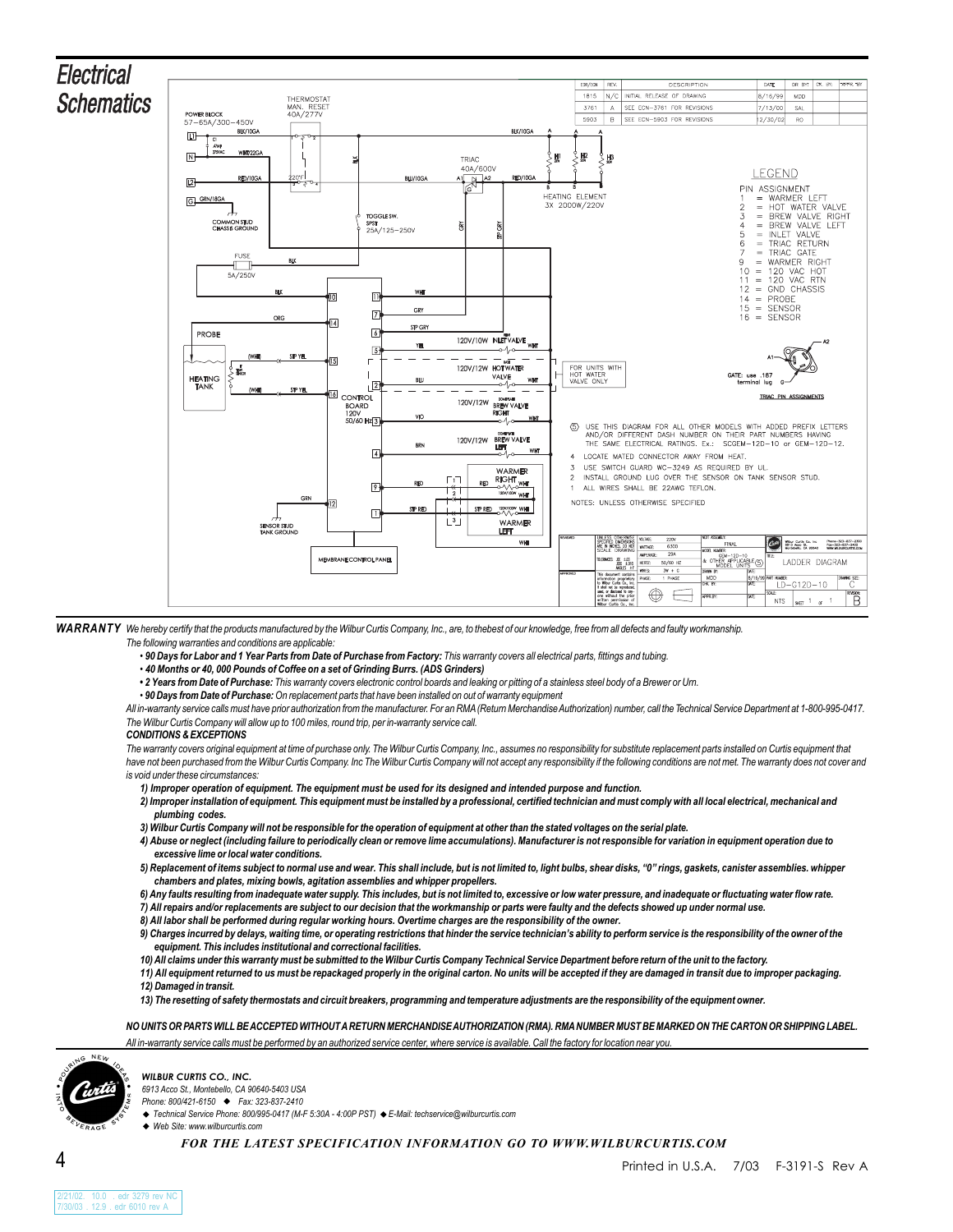# Electrical Schematics

| ECN/DCN | REV. | DESCRIPTION | DATE | DR BY | CK. BY | APPR. BY |
|---|---|---|---|---|---|---|
| 1815 | N/C | INITIAL RELEASE OF DRAWING | 8/16/99 | MDD | | |
| 3761 | A | SEE ECN-3761 FOR REVISIONS | 7/13/00 | SAL | | |
| 5903 | B | SEE ECN-5903 FOR REVISIONS | 12/30/02 | RO | | |

POWER BLOCK
57–65A/300–450V

THERMOSTAT
MAN. RESET
40A/277V

TRIAC
40A/600V

HEATING ELEMENT
3X 2000W/220V

COMMON STUD CHASSIS GROUND

TOGGLE SW.
SPST
25A/125–250V

FUSE
5A/250V

PROBE

HEATING TANK

CONTROL BOARD
120V
50/60 Hz

120V/10W INLET VALVE

120V/12W HOT WATER VALVE

FOR UNITS WITH HOT WATER VALVE ONLY

120V/12W BREW VALVE RIGHT

120V/12W BREW VALVE LEFT

WARMER RIGHT

WARMER LEFT

SENSOR STUD TANK GROUND

MEMBRANE CONTROL PANEL

LEGEND

PIN ASSIGNMENT
1 = WARMER LEFT
2 = HOT WATER VALVE
3 = BREW VALVE RIGHT
4 = BREW VALVE LEFT
5 = INLET VALVE
6 = TRIAC RETURN
7 = TRIAC GATE
9 = WARMER RIGHT
10 = 120 VAC HOT
11 = 120 VAC RTN
12 = GND CHASSIS
14 = PROBE
15 = SENSOR
16 = SENSOR

GATE: use .187 terminal lug

TRIAC PIN ASSIGNMENTS

5. USE THIS DIAGRAM FOR ALL OTHER MODELS WITH ADDED PREFIX LETTERS AND/OR DIFFERENT DASH NUMBER ON THEIR PART NUMBERS HAVING THE SAME ELECTRICAL RATINGS. Ex.: SCGEM–12D–10 or GEM–12D–12.
4. LOCATE MATED CONNECTOR AWAY FROM HEAT.
3. USE SWITCH GUARD WC–3249 AS REQUIRED BY UL.
2. INSTALL GROUND LUG OVER THE SENSOR ON TANK SENSOR STUD.
1. ALL WIRES SHALL BE 22AWG TEFLON.

NOTES: UNLESS OTHERWISE SPECIFIED

VOLTAGE: 220V
WATTAGE: 6300
AMPERAGE: 29A
HERTZ: 50/60 HZ
WIRES: 3W + G
PHASE: 1 PHASE

MODEL NUMBER: GEM–12D–10 & OTHER APPLICABLE MODEL UNITS

TITLE: LADDER DIAGRAM

PART NUMBER: LD–G120–10

SCALE: NTS  SHEET 1 OF 1  REVISION: B

**WARRANTY** *We hereby certify that the products manufactured by the Wilbur Curtis Company, Inc., are, to thebest of our knowledge, free from all defects and faulty workmanship.*

*The following warranties and conditions are applicable:*

- ***90 Days for Labor and 1 Year Parts from Date of Purchase from Factory:*** *This warranty covers all electrical parts, fittings and tubing.*
- ***40 Months or 40, 000 Pounds of Coffee on a set of Grinding Burrs. (ADS Grinders)***
- ***2 Years from Date of Purchase:*** *This warranty covers electronic control boards and leaking or pitting of a stainless steel body of a Brewer or Urn.*
- ***90 Days from Date of Purchase:*** *On replacement parts that have been installed on out of warranty equipment*

*All in-warranty service calls must have prior authorization from the manufacturer. For an RMA (Return Merchandise Authorization) number, call the Technical Service Department at 1-800-995-0417. The Wilbur Curtis Company will allow up to 100 miles, round trip, per in-warranty service call.*

***CONDITIONS & EXCEPTIONS***

*The warranty covers original equipment at time of purchase only. The Wilbur Curtis Company, Inc., assumes no responsibility for substitute replacement parts installed on Curtis equipment that have not been purchased from the Wilbur Curtis Company. Inc The Wilbur Curtis Company will not accept any responsibility if the following conditions are not met. The warranty does not cover and is void under these circumstances:*

***1) Improper operation of equipment. The equipment must be used for its designed and intended purpose and function.***

***2) Improper installation of equipment. This equipment must be installed by a professional, certified technician and must comply with all local electrical, mechanical and plumbing codes.***

***3) Wilbur Curtis Company will not be responsible for the operation of equipment at other than the stated voltages on the serial plate.***

***4) Abuse or neglect (including failure to periodically clean or remove lime accumulations). Manufacturer is not responsible for variation in equipment operation due to excessive lime or local water conditions.***

***5) Replacement of items subject to normal use and wear. This shall include, but is not limited to, light bulbs, shear disks, "0" rings, gaskets, canister assemblies. whipper chambers and plates, mixing bowls, agitation assemblies and whipper propellers.***

***6) Any faults resulting from inadequate water supply. This includes, but is not limited to, excessive or low water pressure, and inadequate or fluctuating water flow rate.***

***7) All repairs and/or replacements are subject to our decision that the workmanship or parts were faulty and the defects showed up under normal use.***

***8) All labor shall be performed during regular working hours. Overtime charges are the responsibility of the owner.***

***9) Charges incurred by delays, waiting time, or operating restrictions that hinder the service technician's ability to perform service is the responsibility of the owner of the equipment. This includes institutional and correctional facilities.***

***10) All claims under this warranty must be submitted to the Wilbur Curtis Company Technical Service Department before return of the unit to the factory.***

***11) All equipment returned to us must be repackaged properly in the original carton. No units will be accepted if they are damaged in transit due to improper packaging.***

***12) Damaged in transit.***

***13) The resetting of safety thermostats and circuit breakers, programming and temperature adjustments are the responsibility of the equipment owner.***

***NO UNITS OR PARTS WILL BE ACCEPTED WITHOUT A RETURN MERCHANDISE AUTHORIZATION (RMA). RMA NUMBER MUST BE MARKED ON THE CARTON OR SHIPPING LABEL.***

*All in-warranty service calls must be performed by an authorized service center, where service is available. Call the factory for location near you.*

***WILBUR CURTIS CO., INC.***
*6913 Acco St., Montebello, CA 90640-5403 USA*
*Phone: 800/421-6150 ◆ Fax: 323-837-2410*
*◆ Technical Service Phone: 800/995-0417 (M-F 5:30A - 4:00P PST) ◆ E-Mail: techservice@wilburcurtis.com*
*◆ Web Site: www.wilburcurtis.com*

***FOR THE LATEST SPECIFICATION INFORMATION GO TO WWW.WILBURCURTIS.COM***

Printed in U.S.A. 7/03 F-3191-S Rev A